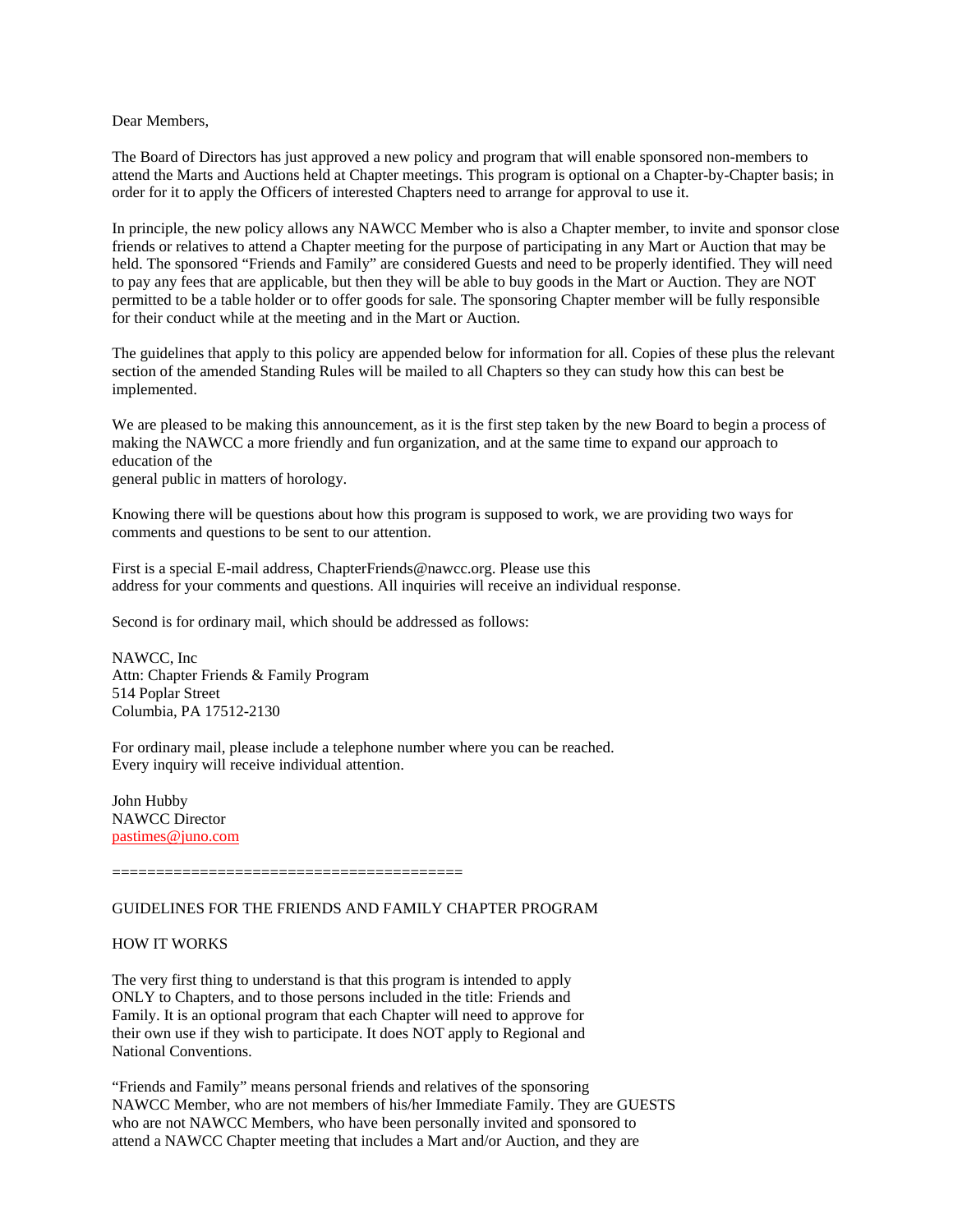Dear Members,

The Board of Directors has just approved a new policy and program that will enable sponsored non-members to attend the Marts and Auctions held at Chapter meetings. This program is optional on a Chapter-by-Chapter basis; in order for it to apply the Officers of interested Chapters need to arrange for approval to use it.

In principle, the new policy allows any NAWCC Member who is also a Chapter member, to invite and sponsor close friends or relatives to attend a Chapter meeting for the purpose of participating in any Mart or Auction that may be held. The sponsored "Friends and Family" are considered Guests and need to be properly identified. They will need to pay any fees that are applicable, but then they will be able to buy goods in the Mart or Auction. They are NOT permitted to be a table holder or to offer goods for sale. The sponsoring Chapter member will be fully responsible for their conduct while at the meeting and in the Mart or Auction.

The guidelines that apply to this policy are appended below for information for all. Copies of these plus the relevant section of the amended Standing Rules will be mailed to all Chapters so they can study how this can best be implemented.

We are pleased to be making this announcement, as it is the first step taken by the new Board to begin a process of making the NAWCC a more friendly and fun organization, and at the same time to expand our approach to education of the
general public in matters of horology.

Knowing there will be questions about how this program is supposed to work, we are providing two ways for comments and questions to be sent to our attention.

First is a special E-mail address, ChapterFriends@nawcc.org. Please use this
address for your comments and questions. All inquiries will receive an individual response.

Second is for ordinary mail, which should be addressed as follows:

NAWCC, Inc
Attn: Chapter Friends & Family Program
514 Poplar Street
Columbia, PA 17512-2130

For ordinary mail, please include a telephone number where you can be reached.
Every inquiry will receive individual attention.

John Hubby
NAWCC Director
pastimes@juno.com

========================================

GUIDELINES FOR THE FRIENDS AND FAMILY CHAPTER PROGRAM

HOW IT WORKS

The very first thing to understand is that this program is intended to apply ONLY to Chapters, and to those persons included in the title: Friends and Family. It is an optional program that each Chapter will need to approve for their own use if they wish to participate. It does NOT apply to Regional and National Conventions.

"Friends and Family" means personal friends and relatives of the sponsoring NAWCC Member, who are not members of his/her Immediate Family. They are GUESTS who are not NAWCC Members, who have been personally invited and sponsored to attend a NAWCC Chapter meeting that includes a Mart and/or Auction, and they are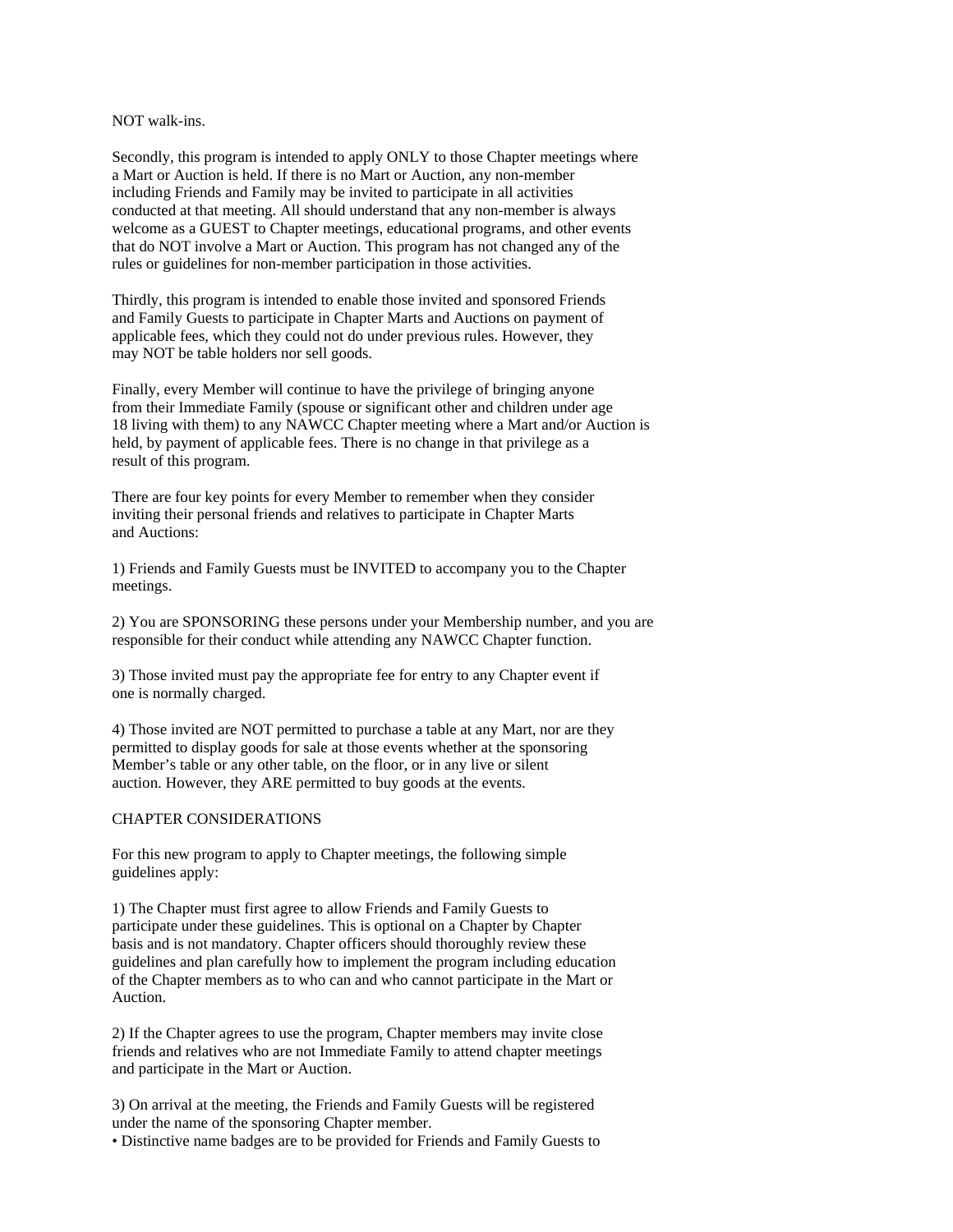NOT walk-ins.

Secondly, this program is intended to apply ONLY to those Chapter meetings where a Mart or Auction is held. If there is no Mart or Auction, any non-member including Friends and Family may be invited to participate in all activities conducted at that meeting. All should understand that any non-member is always welcome as a GUEST to Chapter meetings, educational programs, and other events that do NOT involve a Mart or Auction. This program has not changed any of the rules or guidelines for non-member participation in those activities.

Thirdly, this program is intended to enable those invited and sponsored Friends and Family Guests to participate in Chapter Marts and Auctions on payment of applicable fees, which they could not do under previous rules. However, they may NOT be table holders nor sell goods.

Finally, every Member will continue to have the privilege of bringing anyone from their Immediate Family (spouse or significant other and children under age 18 living with them) to any NAWCC Chapter meeting where a Mart and/or Auction is held, by payment of applicable fees. There is no change in that privilege as a result of this program.

There are four key points for every Member to remember when they consider inviting their personal friends and relatives to participate in Chapter Marts and Auctions:

1) Friends and Family Guests must be INVITED to accompany you to the Chapter meetings.

2) You are SPONSORING these persons under your Membership number, and you are responsible for their conduct while attending any NAWCC Chapter function.

3) Those invited must pay the appropriate fee for entry to any Chapter event if one is normally charged.

4) Those invited are NOT permitted to purchase a table at any Mart, nor are they permitted to display goods for sale at those events whether at the sponsoring Member's table or any other table, on the floor, or in any live or silent auction. However, they ARE permitted to buy goods at the events.

CHAPTER CONSIDERATIONS

For this new program to apply to Chapter meetings, the following simple guidelines apply:

1) The Chapter must first agree to allow Friends and Family Guests to participate under these guidelines. This is optional on a Chapter by Chapter basis and is not mandatory. Chapter officers should thoroughly review these guidelines and plan carefully how to implement the program including education of the Chapter members as to who can and who cannot participate in the Mart or Auction.

2) If the Chapter agrees to use the program, Chapter members may invite close friends and relatives who are not Immediate Family to attend chapter meetings and participate in the Mart or Auction.

3) On arrival at the meeting, the Friends and Family Guests will be registered under the name of the sponsoring Chapter member.

- Distinctive name badges are to be provided for Friends and Family Guests to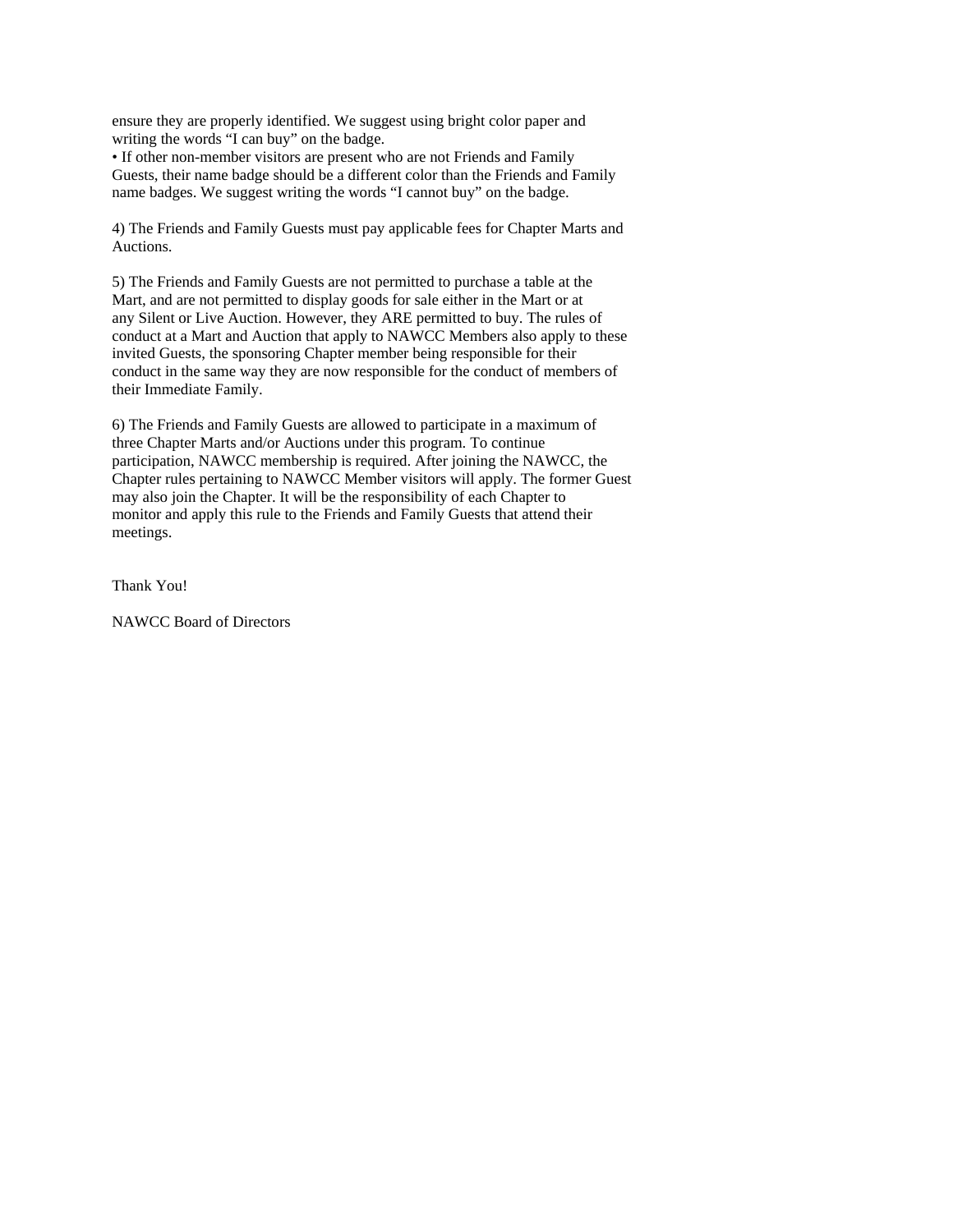ensure they are properly identified. We suggest using bright color paper and writing the words “I can buy” on the badge.

- If other non-member visitors are present who are not Friends and Family Guests, their name badge should be a different color than the Friends and Family name badges. We suggest writing the words “I cannot buy” on the badge.

4) The Friends and Family Guests must pay applicable fees for Chapter Marts and Auctions.

5) The Friends and Family Guests are not permitted to purchase a table at the Mart, and are not permitted to display goods for sale either in the Mart or at any Silent or Live Auction. However, they ARE permitted to buy. The rules of conduct at a Mart and Auction that apply to NAWCC Members also apply to these invited Guests, the sponsoring Chapter member being responsible for their conduct in the same way they are now responsible for the conduct of members of their Immediate Family.

6) The Friends and Family Guests are allowed to participate in a maximum of three Chapter Marts and/or Auctions under this program. To continue participation, NAWCC membership is required. After joining the NAWCC, the Chapter rules pertaining to NAWCC Member visitors will apply. The former Guest may also join the Chapter. It will be the responsibility of each Chapter to monitor and apply this rule to the Friends and Family Guests that attend their meetings.

Thank You!

NAWCC Board of Directors